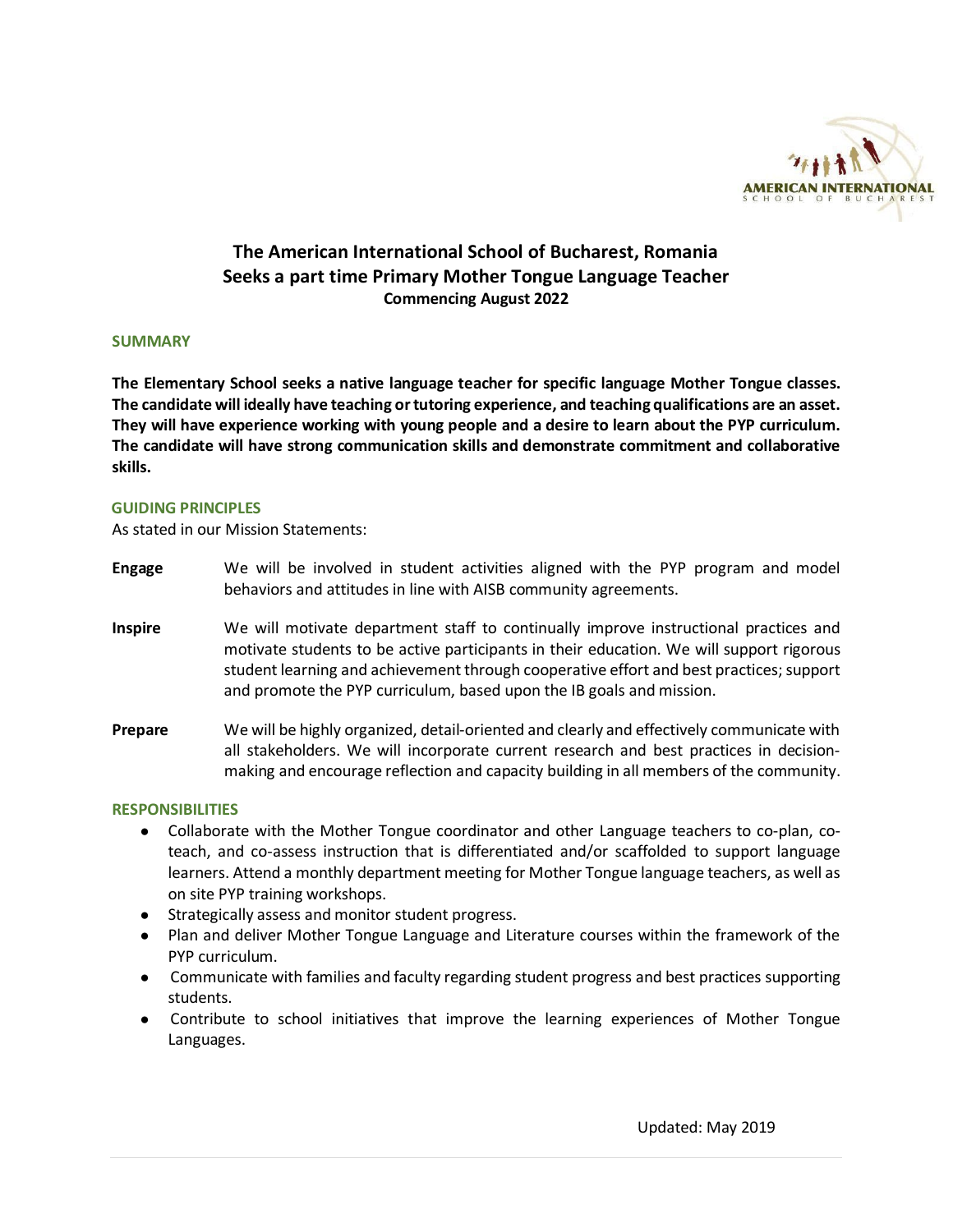AMERICAN INTERNATIONAL SCHOOL OF BUCHAREST

# The American International School of Bucharest, Romania
# Seeks a part time Primary Mother Tongue Language Teacher
### Commencing August 2022

## SUMMARY

**The Elementary School seeks a native language teacher for specific language Mother Tongue classes. The candidate will ideally have teaching or tutoring experience, and teaching qualifications are an asset. They will have experience working with young people and a desire to learn about the PYP curriculum. The candidate will have strong communication skills and demonstrate commitment and collaborative skills.**

## GUIDING PRINCIPLES

As stated in our Mission Statements:

**Engage** We will be involved in student activities aligned with the PYP program and model behaviors and attitudes in line with AISB community agreements.

**Inspire** We will motivate department staff to continually improve instructional practices and motivate students to be active participants in their education. We will support rigorous student learning and achievement through cooperative effort and best practices; support and promote the PYP curriculum, based upon the IB goals and mission.

**Prepare** We will be highly organized, detail-oriented and clearly and effectively communicate with all stakeholders. We will incorporate current research and best practices in decision-making and encourage reflection and capacity building in all members of the community.

## RESPONSIBILITIES

- Collaborate with the Mother Tongue coordinator and other Language teachers to co-plan, co-teach, and co-assess instruction that is differentiated and/or scaffolded to support language learners. Attend a monthly department meeting for Mother Tongue language teachers, as well as on site PYP training workshops.
- Strategically assess and monitor student progress.
- Plan and deliver Mother Tongue Language and Literature courses within the framework of the PYP curriculum.
- Communicate with families and faculty regarding student progress and best practices supporting students.
- Contribute to school initiatives that improve the learning experiences of Mother Tongue Languages.

Updated: May 2019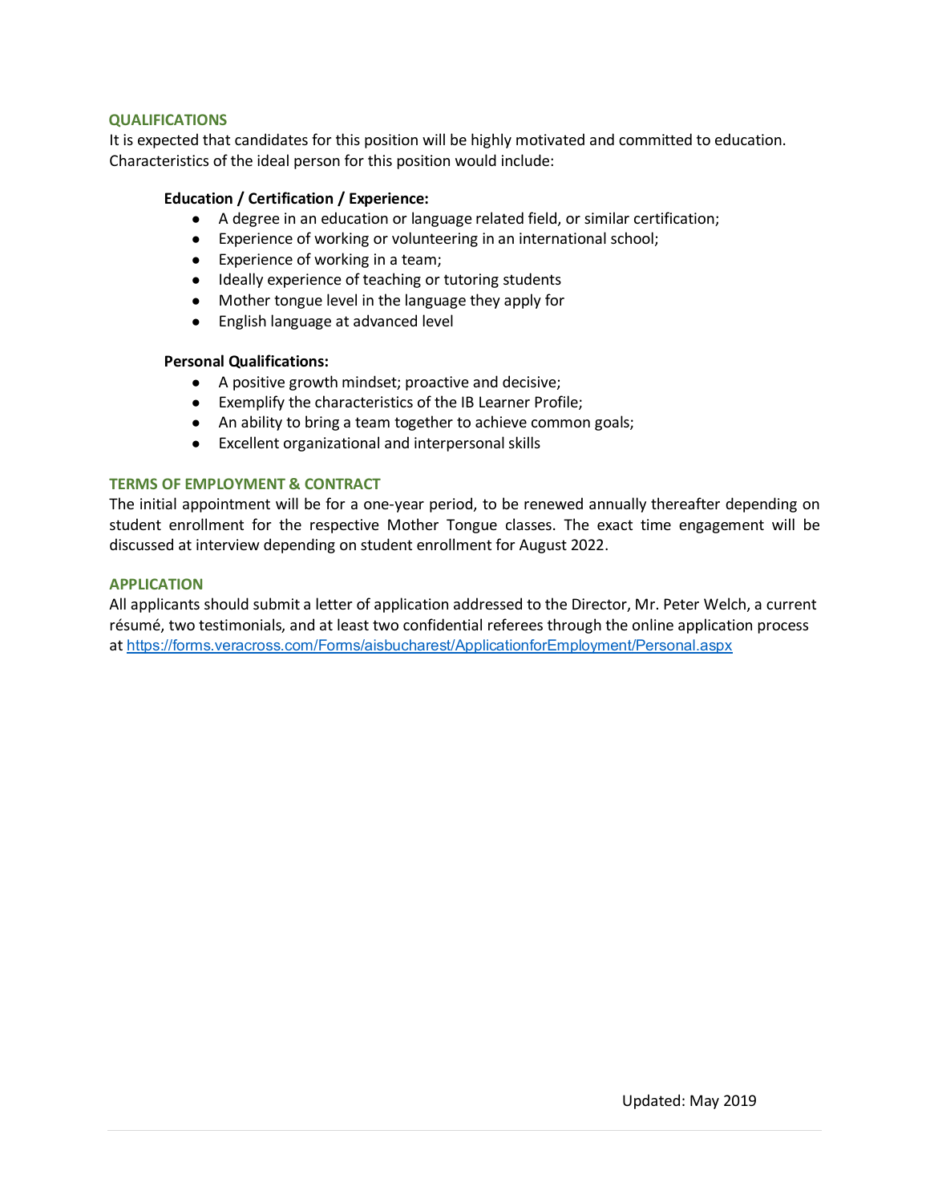## QUALIFICATIONS

It is expected that candidates for this position will be highly motivated and committed to education. Characteristics of the ideal person for this position would include:

**Education / Certification / Experience:**

- A degree in an education or language related field, or similar certification;
- Experience of working or volunteering in an international school;
- Experience of working in a team;
- Ideally experience of teaching or tutoring students
- Mother tongue level in the language they apply for
- English language at advanced level

**Personal Qualifications:**

- A positive growth mindset; proactive and decisive;
- Exemplify the characteristics of the IB Learner Profile;
- An ability to bring a team together to achieve common goals;
- Excellent organizational and interpersonal skills

## TERMS OF EMPLOYMENT & CONTRACT

The initial appointment will be for a one-year period, to be renewed annually thereafter depending on student enrollment for the respective Mother Tongue classes. The exact time engagement will be discussed at interview depending on student enrollment for August 2022.

## APPLICATION

All applicants should submit a letter of application addressed to the Director, Mr. Peter Welch, a current résumé, two testimonials, and at least two confidential referees through the online application process at https://forms.veracross.com/Forms/aisbucharest/ApplicationforEmployment/Personal.aspx

Updated: May 2019